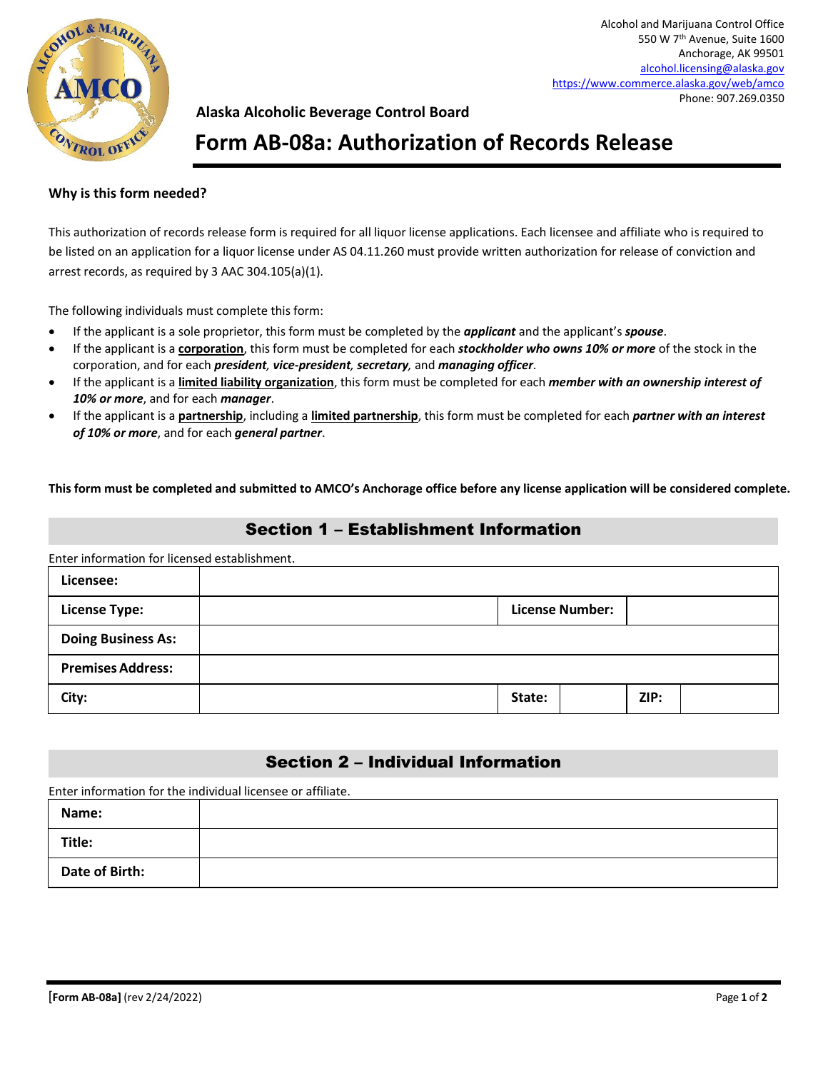Alcohol and Marijuana Control Office
550 W 7th Avenue, Suite 1600
Anchorage, AK 99501
alcohol.licensing@alaska.gov
https://www.commerce.alaska.gov/web/amco
Phone: 907.269.0350

**Alaska Alcoholic Beverage Control Board**

# Form AB-08a: Authorization of Records Release

**Why is this form needed?**

This authorization of records release form is required for all liquor license applications. Each licensee and affiliate who is required to be listed on an application for a liquor license under AS 04.11.260 must provide written authorization for release of conviction and arrest records, as required by 3 AAC 304.105(a)(1).

The following individuals must complete this form:

- If the applicant is a sole proprietor, this form must be completed by the ***applicant*** and the applicant's ***spouse***.
- If the applicant is a **corporation**, this form must be completed for each ***stockholder who owns 10% or more*** of the stock in the corporation, and for each ***president, vice-president, secretary,*** and ***managing officer***.
- If the applicant is a **limited liability organization**, this form must be completed for each ***member with an ownership interest of 10% or more***, and for each ***manager***.
- If the applicant is a **partnership**, including a **limited partnership**, this form must be completed for each ***partner with an interest of 10% or more***, and for each ***general partner***.

**This form must be completed and submitted to AMCO's Anchorage office before any license application will be considered complete.**

## Section 1 – Establishment Information

Enter information for licensed establishment.

| | | | | | |
|---|---|---|---|---|---|
| **Licensee:** | | | | | |
| **License Type:** | | **License Number:** | | | |
| **Doing Business As:** | | | | | |
| **Premises Address:** | | | | | |
| **City:** | | **State:** | | **ZIP:** | |

## Section 2 – Individual Information

Enter information for the individual licensee or affiliate.

| | |
|---|---|
| **Name:** | |
| **Title:** | |
| **Date of Birth:** | |

[**Form AB-08a**] (rev 2/24/2022)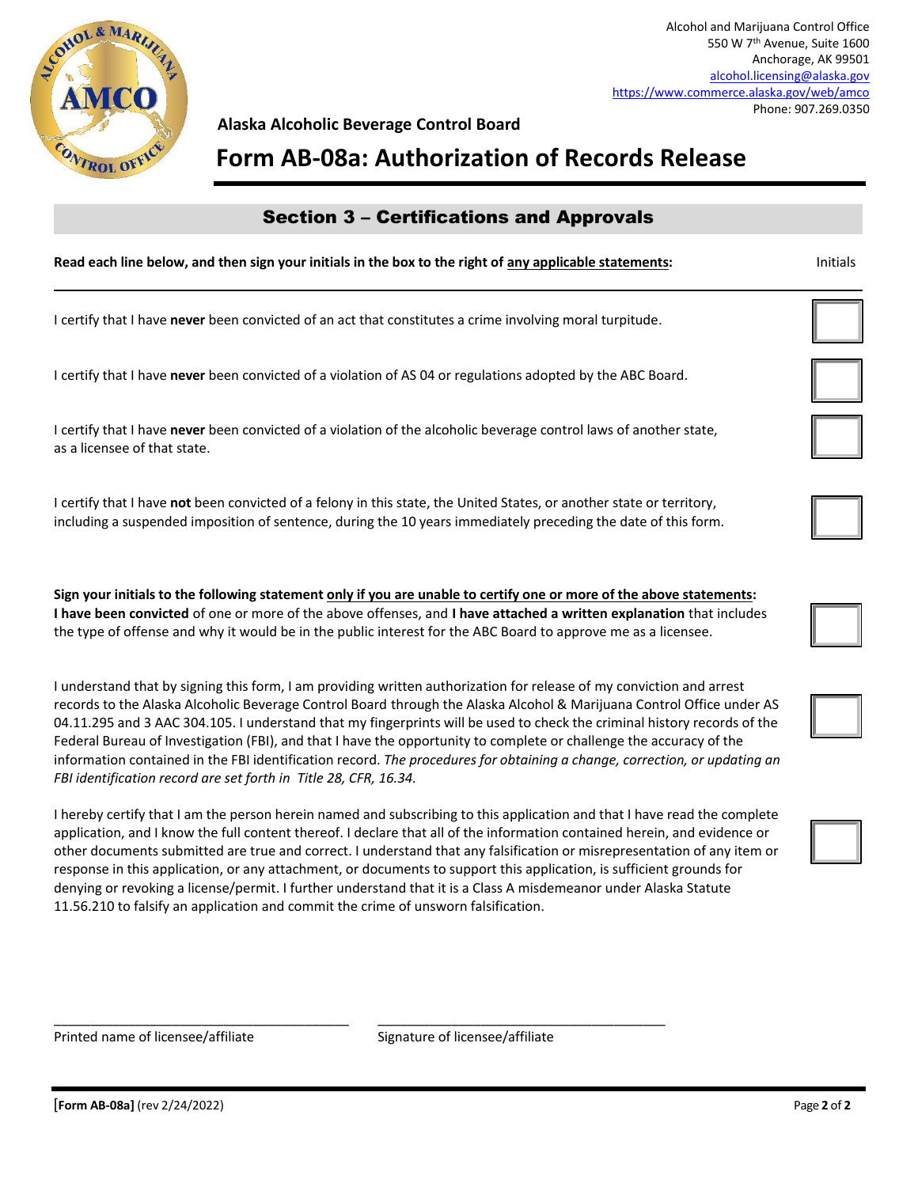Alcohol and Marijuana Control Office
550 W 7th Avenue, Suite 1600
Anchorage, AK 99501
alcohol.licensing@alaska.gov
https://www.commerce.alaska.gov/web/amco
Phone: 907.269.0350

**Alaska Alcoholic Beverage Control Board**

# Form AB-08a: Authorization of Records Release

## Section 3 – Certifications and Approvals

**Read each line below, and then sign your initials in the box to the right of <u>any applicable statements</u>:** Initials

| Statement | Initials |
|---|---|
| I certify that I have **never** been convicted of an act that constitutes a crime involving moral turpitude. | |
| I certify that I have **never** been convicted of a violation of AS 04 or regulations adopted by the ABC Board. | |
| I certify that I have **never** been convicted of a violation of the alcoholic beverage control laws of another state, as a licensee of that state. | |
| I certify that I have **not** been convicted of a felony in this state, the United States, or another state or territory, including a suspended imposition of sentence, during the 10 years immediately preceding the date of this form. | |
| **Sign your initials to the following statement <u>only if you are unable to certify one or more of the above statements</u>:** **I have been convicted** of one or more of the above offenses, and **I have attached a written explanation** that includes the type of offense and why it would be in the public interest for the ABC Board to approve me as a licensee. | |
| I understand that by signing this form, I am providing written authorization for release of my conviction and arrest records to the Alaska Alcoholic Beverage Control Board through the Alaska Alcohol & Marijuana Control Office under AS 04.11.295 and 3 AAC 304.105. I understand that my fingerprints will be used to check the criminal history records of the Federal Bureau of Investigation (FBI), and that I have the opportunity to complete or challenge the accuracy of the information contained in the FBI identification record. *The procedures for obtaining a change, correction, or updating an FBI identification record are set forth in Title 28, CFR, 16.34.* | |
| I hereby certify that I am the person herein named and subscribing to this application and that I have read the complete application, and I know the full content thereof. I declare that all of the information contained herein, and evidence or other documents submitted are true and correct. I understand that any falsification or misrepresentation of any item or response in this application, or any attachment, or documents to support this application, is sufficient grounds for denying or revoking a license/permit. I further understand that it is a Class A misdemeanor under Alaska Statute 11.56.210 to falsify an application and commit the crime of unsworn falsification. | |

\_\_\_\_\_\_\_\_\_\_\_\_\_\_\_\_\_\_\_\_\_\_\_\_\_\_\_\_\_\_\_\_\_\_\_\_\_\_\_\_
Printed name of licensee/affiliate

\_\_\_\_\_\_\_\_\_\_\_\_\_\_\_\_\_\_\_\_\_\_\_\_\_\_\_\_\_\_\_\_\_\_\_\_\_\_\_\_
Signature of licensee/affiliate

**[Form AB-08a]** (rev 2/24/2022)